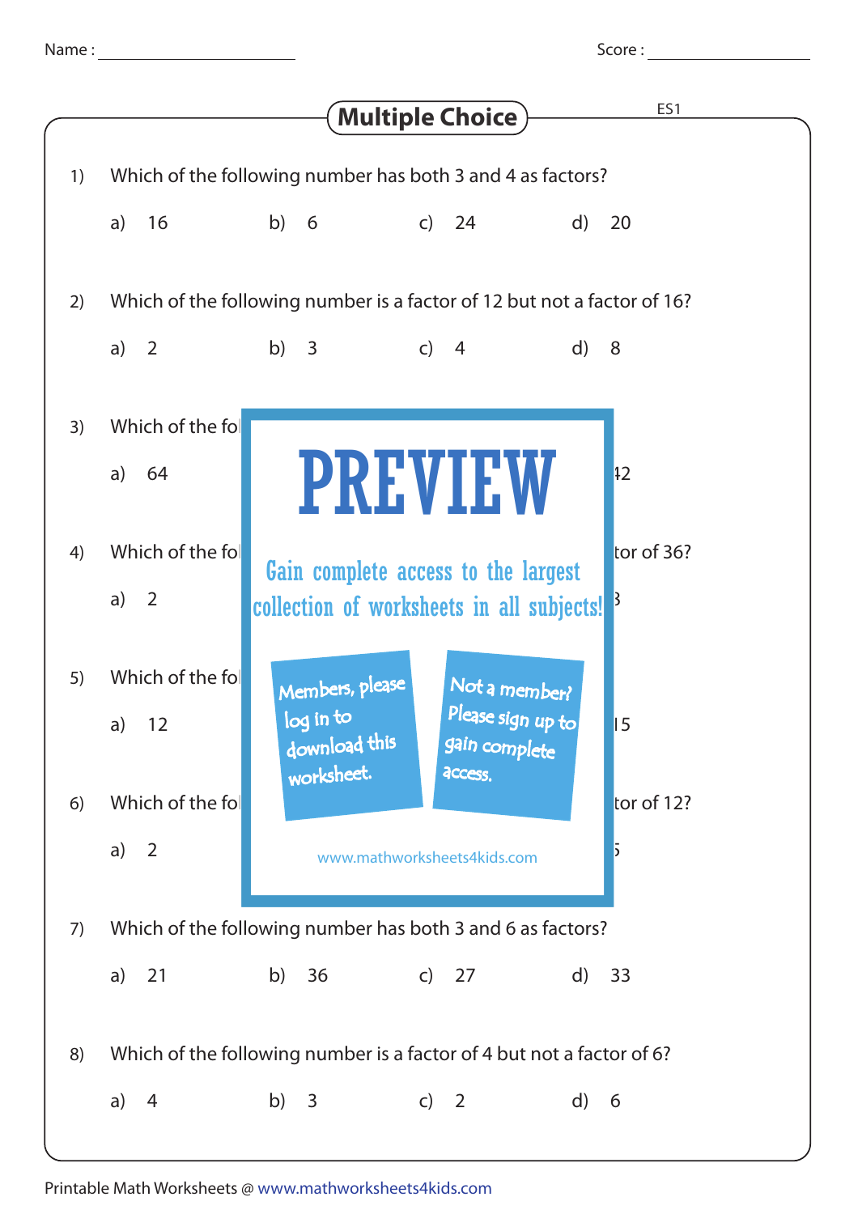Name : ______________________ Score : ______________________

# Multiple Choice

ES1

1) Which of the following number has both 3 and 4 as factors?

a) 16 b) 6 c) 24 d) 20

2) Which of the following number is a factor of 12 but not a factor of 16?

a) 2 b) 3 c) 4 d) 8

3) Which of the fol

a) 64 42

4) Which of the fol tor of 36?

a) 2 3

5) Which of the fol

a) 12 15

6) Which of the fol tor of 12?

a) 2 5

PREVIEW

Gain complete access to the largest collection of worksheets in all subjects!

Members, please log in to download this worksheet.

Not a member? Please sign up to gain complete access.

www.mathworksheets4kids.com

7) Which of the following number has both 3 and 6 as factors?

a) 21 b) 36 c) 27 d) 33

8) Which of the following number is a factor of 4 but not a factor of 6?

a) 4 b) 3 c) 2 d) 6

Printable Math Worksheets @ www.mathworksheets4kids.com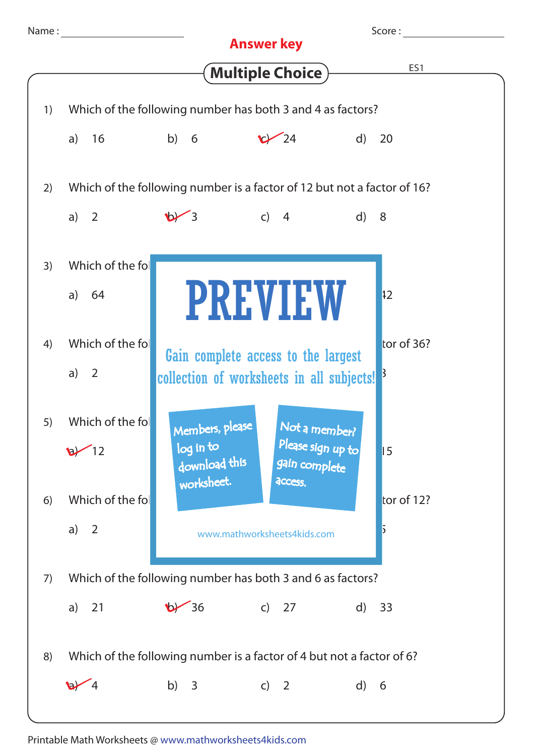Name : ______________________ Score : ______________________

**Answer key**

## Multiple Choice

ES1

1) Which of the following number has both 3 and 4 as factors?

   a) 16   b) 6   c) 24 ✓   d) 20

2) Which of the following number is a factor of 12 but not a factor of 16?

   a) 2   b) 3 ✓   c) 4   d) 8

3) Which of the fol

   a) 64   ... 42

4) Which of the fol ... tor of 36?

   a) 2   ... 3

5) Which of the fol

   a) 12 ✓   ... 15

6) Which of the fol ... tor of 12?

   a) 2   ... 5

**PREVIEW**

Gain complete access to the largest collection of worksheets in all subjects!

Members, please log in to download this worksheet.

Not a member? Please sign up to gain complete access.

www.mathworksheets4kids.com

7) Which of the following number has both 3 and 6 as factors?

   a) 21   b) 36 ✓   c) 27   d) 33

8) Which of the following number is a factor of 4 but not a factor of 6?

   a) 4 ✓   b) 3   c) 2   d) 6

Printable Math Worksheets @ www.mathworksheets4kids.com